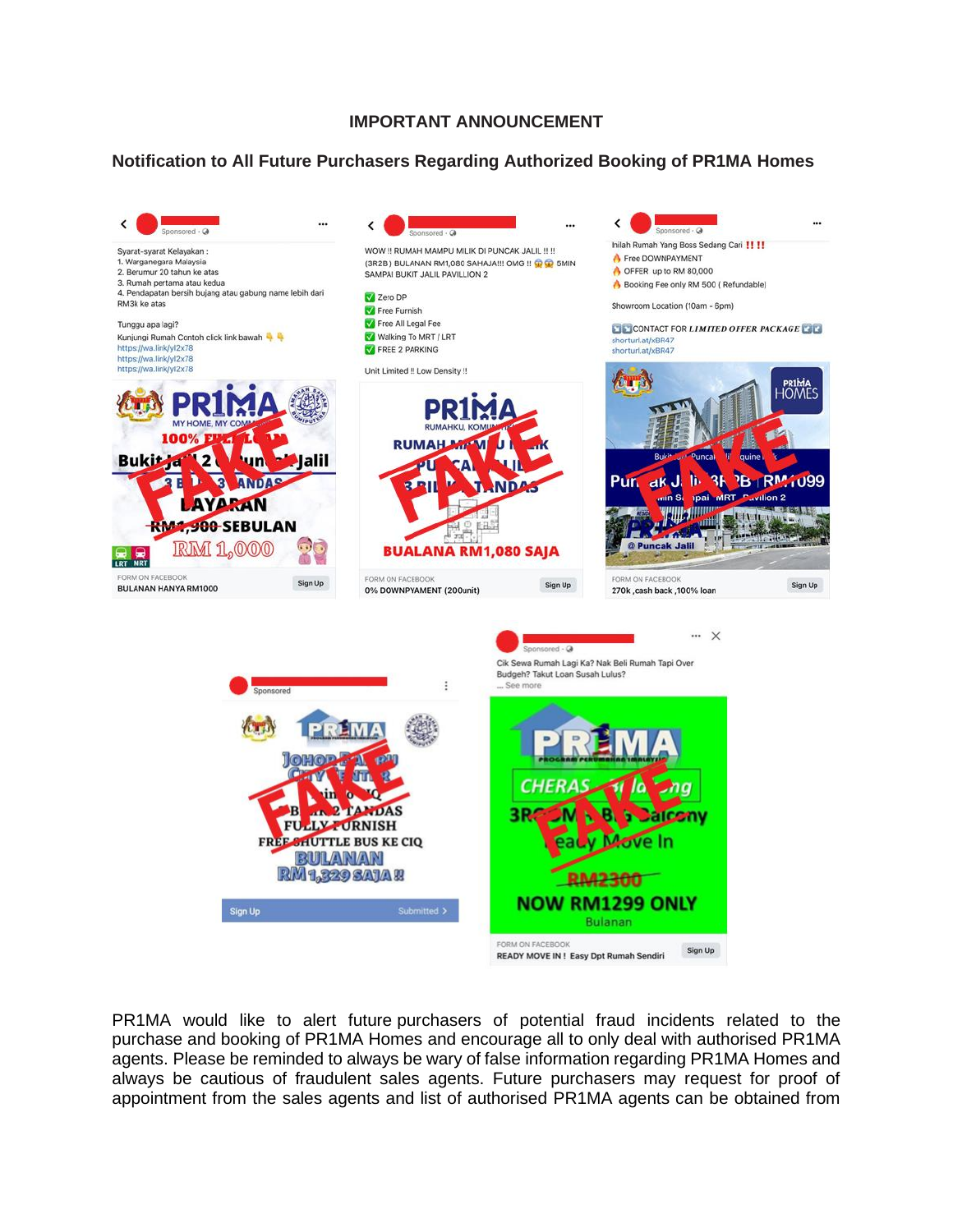# IMPORTANT ANNOUNCEMENT

## Notification to All Future Purchasers Regarding Authorized Booking of PR1MA Homes

PR1MA would like to alert future purchasers of potential fraud incidents related to the purchase and booking of PR1MA Homes and encourage all to only deal with authorised PR1MA agents. Please be reminded to always be wary of false information regarding PR1MA Homes and always be cautious of fraudulent sales agents. Future purchasers may request for proof of appointment from the sales agents and list of authorised PR1MA agents can be obtained from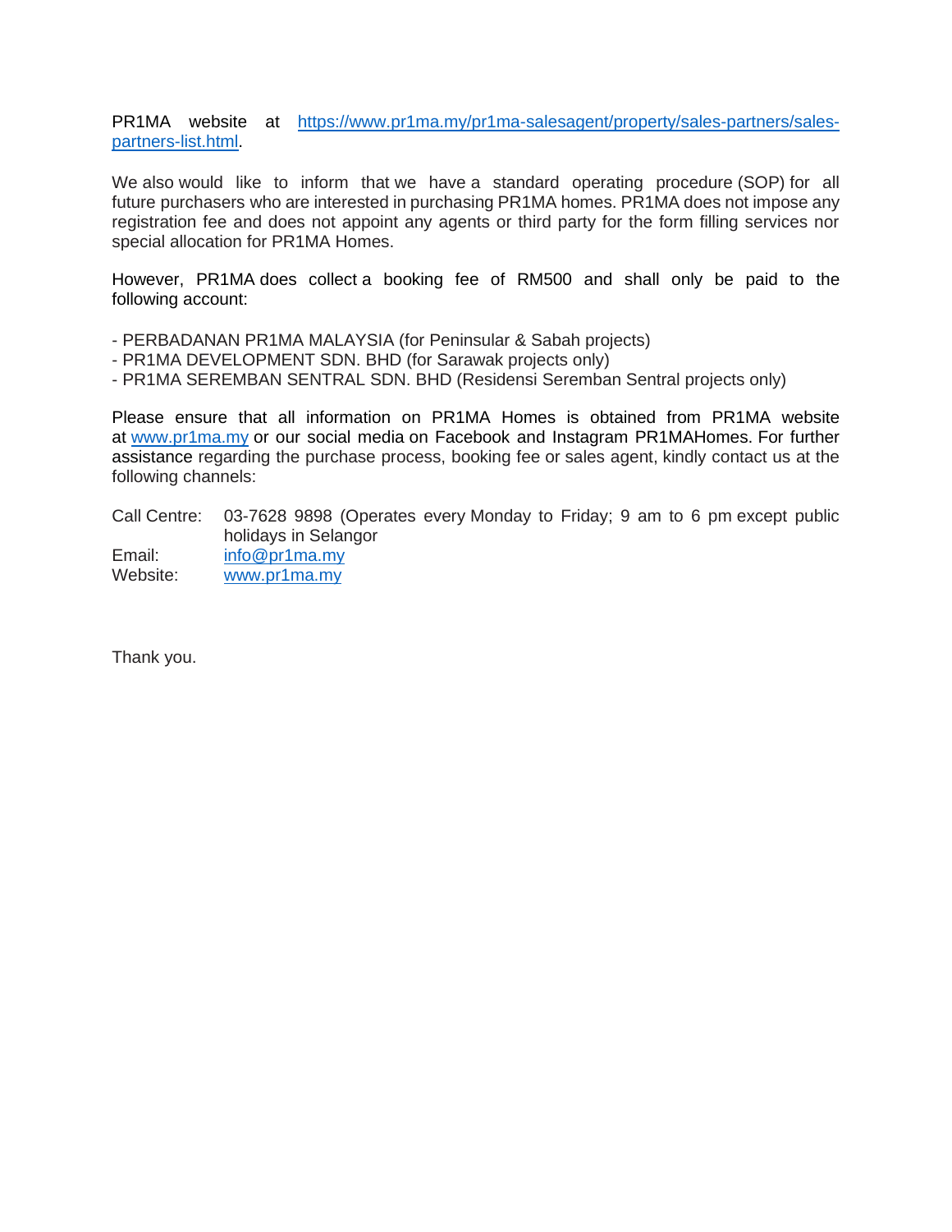PR1MA website at https://www.pr1ma.my/pr1ma-salesagent/property/sales-partners/sales-partners-list.html.

We also would like to inform that we have a standard operating procedure (SOP) for all future purchasers who are interested in purchasing PR1MA homes. PR1MA does not impose any registration fee and does not appoint any agents or third party for the form filling services nor special allocation for PR1MA Homes.

However, PR1MA does collect a booking fee of RM500 and shall only be paid to the following account:

- PERBADANAN PR1MA MALAYSIA (for Peninsular & Sabah projects)
- PR1MA DEVELOPMENT SDN. BHD (for Sarawak projects only)
- PR1MA SEREMBAN SENTRAL SDN. BHD (Residensi Seremban Sentral projects only)

Please ensure that all information on PR1MA Homes is obtained from PR1MA website at www.pr1ma.my or our social media on Facebook and Instagram PR1MAHomes. For further assistance regarding the purchase process, booking fee or sales agent, kindly contact us at the following channels:

| | |
|---|---|
| Call Centre: | 03-7628 9898 (Operates every Monday to Friday; 9 am to 6 pm except public holidays in Selangor |
| Email: | info@pr1ma.my |
| Website: | www.pr1ma.my |

Thank you.